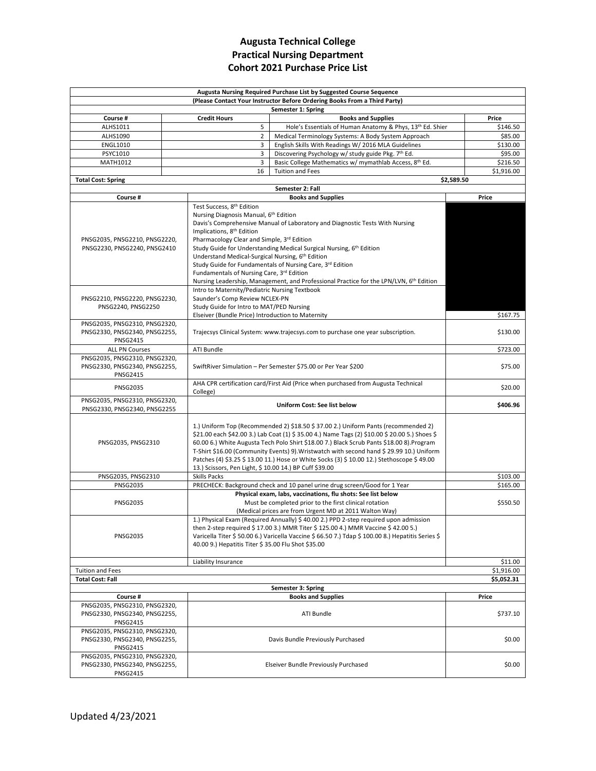# Augusta Technical College
## Practical Nursing Department
## Cohort 2021 Purchase Price List

**Augusta Nursing Required Purchase List by Suggested Course Sequence**

**(Please Contact Your Instructor Before Ordering Books From a Third Party)**

**Semester 1: Spring**

| Course # | Credit Hours | Books and Supplies | Price |
|---|---|---|---|
| ALHS1011 | 5 | Hole's Essentials of Human Anatomy & Phys, 13th Ed. Shier | $146.50 |
| ALHS1090 | 2 | Medical Terminology Systems: A Body System Approach | $85.00 |
| ENGL1010 | 3 | English Skills With Readings W/ 2016 MLA Guidelines | $130.00 |
| PSYC1010 | 3 | Discovering Psychology w/ study guide Pkg. 7th Ed. | $95.00 |
| MATH1012 | 3 | Basic College Mathematics w/ mymathlab Access, 8th Ed. | $216.50 |
| | 16 | Tuition and Fees | $1,916.00 |
| **Total Cost: Spring** | | | **$2,589.50** |

**Semester 2: Fall**

| Course # | Books and Supplies | Price |
|---|---|---|
| PNSG2035, PNSG2210, PNSG2220, PNSG2230, PNSG2240, PNSG2410 | Test Success, 8th Edition<br>Nursing Diagnosis Manual, 6th Edition<br>Davis's Comprehensive Manual of Laboratory and Diagnostic Tests With Nursing Implications, 8th Edition<br>Pharmacology Clear and Simple, 3rd Edition<br>Study Guide for Understanding Medical Surgical Nursing, 6th Edition<br>Understand Medical-Surgical Nursing, 6th Edition<br>Study Guide for Fundamentals of Nursing Care, 3rd Edition<br>Fundamentals of Nursing Care, 3rd Edition<br>Nursing Leadership, Management, and Professional Practice for the LPN/LVN, 6th Edition | |
| PNSG2210, PNSG2220, PNSG2230, PNSG2240, PNSG2250 | Intro to Maternity/Pediatric Nursing Textbook<br>Saunder's Comp Review NCLEX-PN<br>Study Guide for Intro to MAT/PED Nursing<br>Elseiver (Bundle Price) Introduction to Maternity | $167.75 |
| PNSG2035, PNSG2310, PNSG2320, PNSG2330, PNSG2340, PNSG2255, PNSG2415 | Trajecsys Clinical System: www.trajecsys.com to purchase one year subscription. | $130.00 |
| ALL PN Courses | ATI Bundle | $723.00 |
| PNSG2035, PNSG2310, PNSG2320, PNSG2330, PNSG2340, PNSG2255, PNSG2415 | SwiftRiver Simulation – Per Semester $75.00 or Per Year $200 | $75.00 |
| PNSG2035 | AHA CPR certification card/First Aid (Price when purchased from Augusta Technical College) | $20.00 |
| PNSG2035, PNSG2310, PNSG2320, PNSG2330, PNSG2340, PNSG2255 | **Uniform Cost: See list below** | **$406.96** |
| PNSG2035, PNSG2310 | 1.) Uniform Top (Recommended 2) $18.50 $ 37.00 2.) Uniform Pants (recommended 2) $21.00 each $42.00 3.) Lab Coat (1) $ 35.00 4.) Name Tags (2) $10.00 $ 20.00 5.) Shoes $ 60.00 6.) White Augusta Tech Polo Shirt $18.00 7.) Black Scrub Pants $18.00 8).Program T-Shirt $16.00 (Community Events) 9).Wristwatch with second hand $ 29.99 10.) Uniform Patches (4) $3.25 $ 13.00 11.) Hose or White Socks (3) $ 10.00 12.) Stethoscope $ 49.00 13.) Scissors, Pen Light, $ 10.00 14.) BP Cuff $39.00 | |
| PNSG2035, PNSG2310 | Skills Packs | $103.00 |
| PNSG2035 | PRECHECK: Background check and 10 panel urine drug screen/Good for 1 Year | $165.00 |
| PNSG2035 | **Physical exam, labs, vaccinations, flu shots: See list below**<br>Must be completed prior to the first clinical rotation<br>(Medical prices are from Urgent MD at 2011 Walton Way) | $550.50 |
| PNSG2035 | 1.) Physical Exam (Required Annually) $ 40.00 2.) PPD 2-step required upon admission then 2-step required $ 17.00 3.) MMR Titer $ 125.00 4.) MMR Vaccine $ 42.00 5.) Varicella Titer $ 50.00 6.) Varicella Vaccine $ 66.50 7.) Tdap $ 100.00 8.) Hepatitis Series $ 40.00 9.) Hepatitis Titer $ 35.00 Flu Shot $35.00 | |
| | Liability Insurance | $11.00 |
| Tuition and Fees | | $1,916.00 |
| **Total Cost: Fall** | | **$5,052.31** |

**Semester 3: Spring**

| Course # | Books and Supplies | Price |
|---|---|---|
| PNSG2035, PNSG2310, PNSG2320, PNSG2330, PNSG2340, PNSG2255, PNSG2415 | ATI Bundle | $737.10 |
| PNSG2035, PNSG2310, PNSG2320, PNSG2330, PNSG2340, PNSG2255, PNSG2415 | Davis Bundle Previously Purchased | $0.00 |
| PNSG2035, PNSG2310, PNSG2320, PNSG2330, PNSG2340, PNSG2255, PNSG2415 | Elseiver Bundle Previously Purchased | $0.00 |

Updated 4/23/2021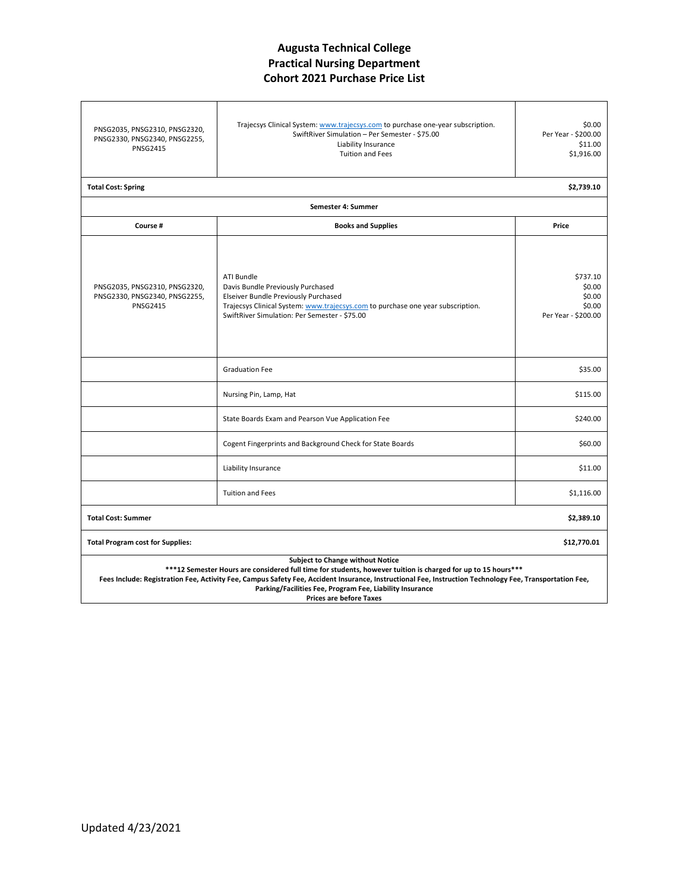# Augusta Technical College
## Practical Nursing Department
## Cohort 2021 Purchase Price List

| | | |
|---|---|---|
| PNSG2035, PNSG2310, PNSG2320, PNSG2330, PNSG2340, PNSG2255, PNSG2415 | Trajecsys Clinical System: www.trajecsys.com to purchase one-year subscription.<br>SwiftRiver Simulation – Per Semester - $75.00<br>Liability Insurance<br>Tuition and Fees | $0.00<br>Per Year - $200.00<br>$11.00<br>$1,916.00 |
| **Total Cost: Spring** | | **$2,739.10** |
| **Semester 4: Summer** | | |
| **Course #** | **Books and Supplies** | **Price** |
| PNSG2035, PNSG2310, PNSG2320, PNSG2330, PNSG2340, PNSG2255, PNSG2415 | ATI Bundle<br>Davis Bundle Previously Purchased<br>Elseiver Bundle Previously Purchased<br>Trajecsys Clinical System: www.trajecsys.com to purchase one year subscription.<br>SwiftRiver Simulation: Per Semester - $75.00 | $737.10<br>$0.00<br>$0.00<br>$0.00<br>Per Year - $200.00 |
| | Graduation Fee | $35.00 |
| | Nursing Pin, Lamp, Hat | $115.00 |
| | State Boards Exam and Pearson Vue Application Fee | $240.00 |
| | Cogent Fingerprints and Background Check for State Boards | $60.00 |
| | Liability Insurance | $11.00 |
| | Tuition and Fees | $1,116.00 |
| **Total Cost: Summer** | | **$2,389.10** |
| **Total Program cost for Supplies:** | | **$12,770.01** |

**Subject to Change without Notice**
**\*\*\*12 Semester Hours are considered full time for students, however tuition is charged for up to 15 hours\*\*\***
**Fees Include: Registration Fee, Activity Fee, Campus Safety Fee, Accident Insurance, Instructional Fee, Instruction Technology Fee, Transportation Fee, Parking/Facilities Fee, Program Fee, Liability Insurance**
**Prices are before Taxes**

Updated 4/23/2021